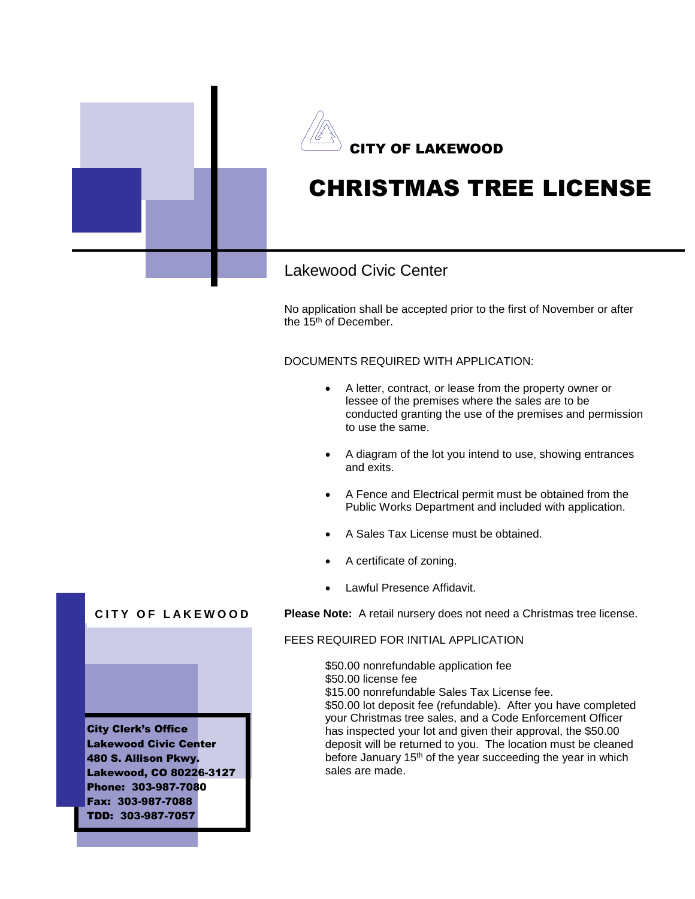CITY OF LAKEWOOD

# CHRISTMAS TREE LICENSE

## Lakewood Civic Center

No application shall be accepted prior to the first of November or after the 15th of December.

DOCUMENTS REQUIRED WITH APPLICATION:

- A letter, contract, or lease from the property owner or lessee of the premises where the sales are to be conducted granting the use of the premises and permission to use the same.
- A diagram of the lot you intend to use, showing entrances and exits.
- A Fence and Electrical permit must be obtained from the Public Works Department and included with application.
- A Sales Tax License must be obtained.
- A certificate of zoning.
- Lawful Presence Affidavit.

**Please Note:** A retail nursery does not need a Christmas tree license.

FEES REQUIRED FOR INITIAL APPLICATION

$50.00 nonrefundable application fee
$50.00 license fee
$15.00 nonrefundable Sales Tax License fee.
$50.00 lot deposit fee (refundable). After you have completed your Christmas tree sales, and a Code Enforcement Officer has inspected your lot and given their approval, the $50.00 deposit will be returned to you. The location must be cleaned before January 15th of the year succeeding the year in which sales are made.

CITY OF LAKEWOOD

**City Clerk's Office**
**Lakewood Civic Center**
**480 S. Allison Pkwy.**
**Lakewood, CO 80226-3127**
**Phone: 303-987-7080**
**Fax: 303-987-7088**
**TDD: 303-987-7057**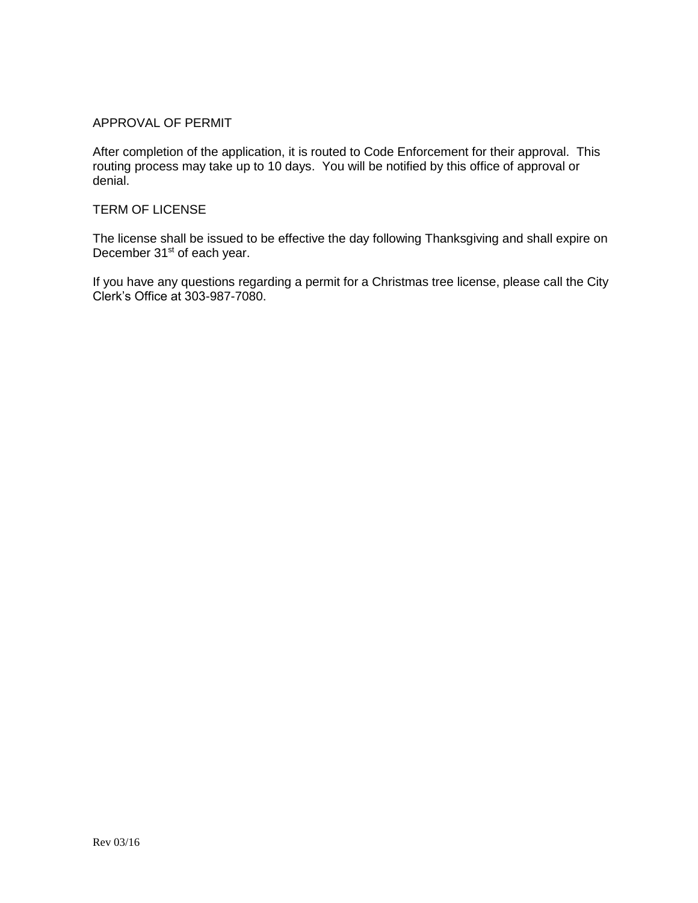## APPROVAL OF PERMIT

After completion of the application, it is routed to Code Enforcement for their approval. This routing process may take up to 10 days. You will be notified by this office of approval or denial.

## TERM OF LICENSE

The license shall be issued to be effective the day following Thanksgiving and shall expire on December 31st of each year.

If you have any questions regarding a permit for a Christmas tree license, please call the City Clerk's Office at 303-987-7080.

Rev 03/16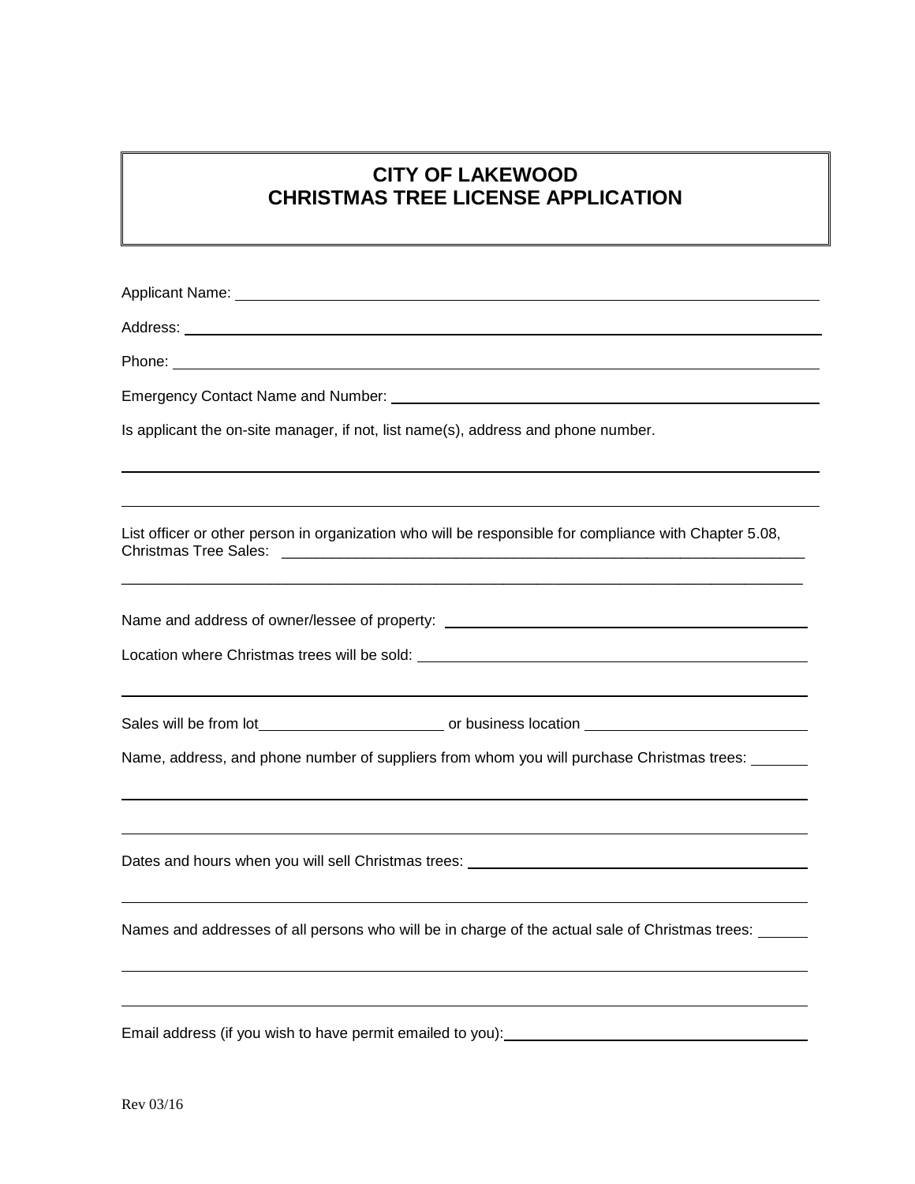# CITY OF LAKEWOOD
# CHRISTMAS TREE LICENSE APPLICATION

Applicant Name: ______________________________________________________________

Address: ______________________________________________________________

Phone: ______________________________________________________________

Emergency Contact Name and Number: ______________________________________________

Is applicant the on-site manager, if not, list name(s), address and phone number.

______________________________________________________________

______________________________________________________________

List officer or other person in organization who will be responsible for compliance with Chapter 5.08, Christmas Tree Sales: ______________________________________________________________

______________________________________________________________

Name and address of owner/lessee of property: ______________________________________

Location where Christmas trees will be sold: ______________________________________

______________________________________________________________

Sales will be from lot______________________ or business location ______________________

Name, address, and phone number of suppliers from whom you will purchase Christmas trees: _______

______________________________________________________________

______________________________________________________________

Dates and hours when you will sell Christmas trees: ______________________________________

______________________________________________________________

Names and addresses of all persons who will be in charge of the actual sale of Christmas trees: ______

______________________________________________________________

______________________________________________________________

Email address (if you wish to have permit emailed to you):______________________________

Rev 03/16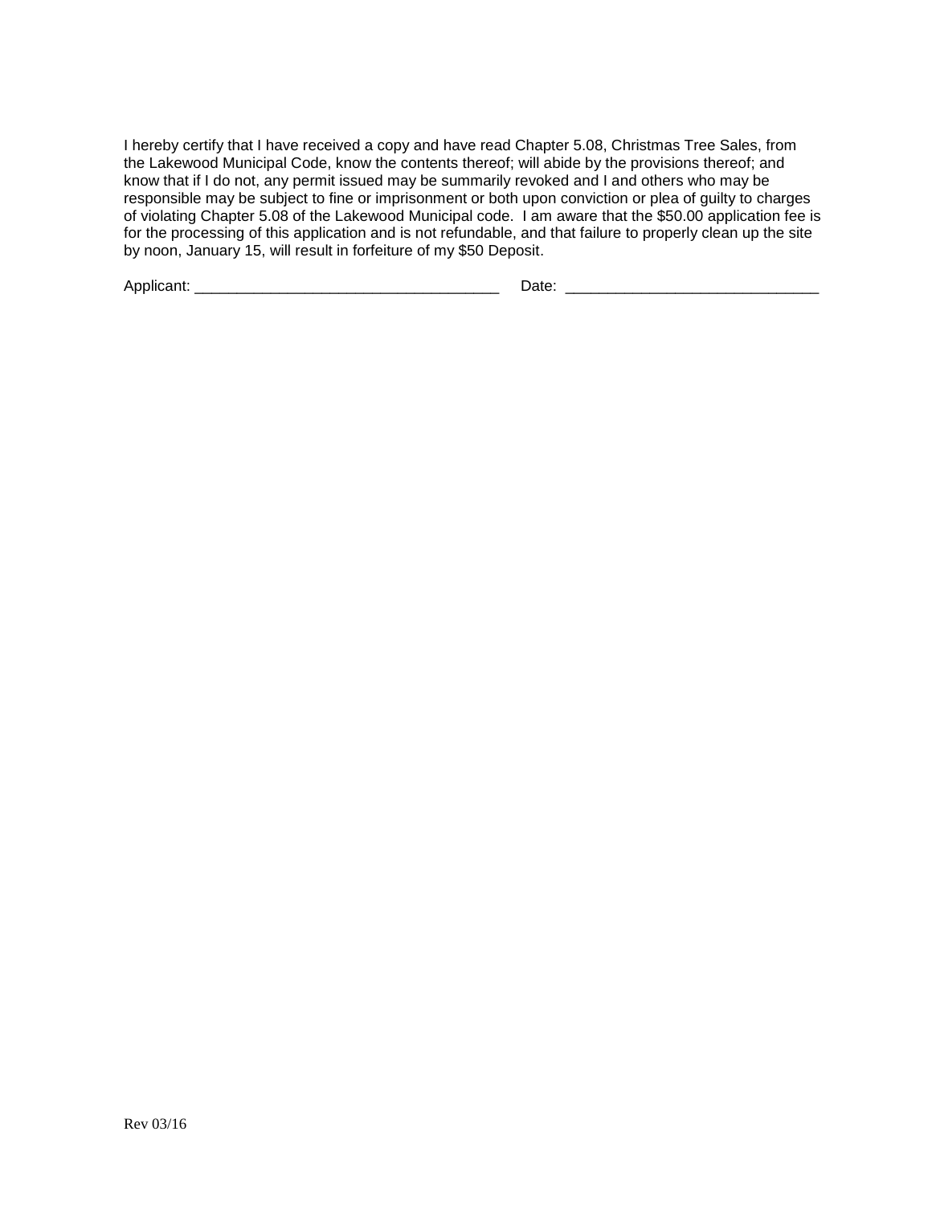I hereby certify that I have received a copy and have read Chapter 5.08, Christmas Tree Sales, from the Lakewood Municipal Code, know the contents thereof; will abide by the provisions thereof; and know that if I do not, any permit issued may be summarily revoked and I and others who may be responsible may be subject to fine or imprisonment or both upon conviction or plea of guilty to charges of violating Chapter 5.08 of the Lakewood Municipal code. I am aware that the $50.00 application fee is for the processing of this application and is not refundable, and that failure to properly clean up the site by noon, January 15, will result in forfeiture of my $50 Deposit.

Applicant: ____________________________________ Date: ______________________________

Rev 03/16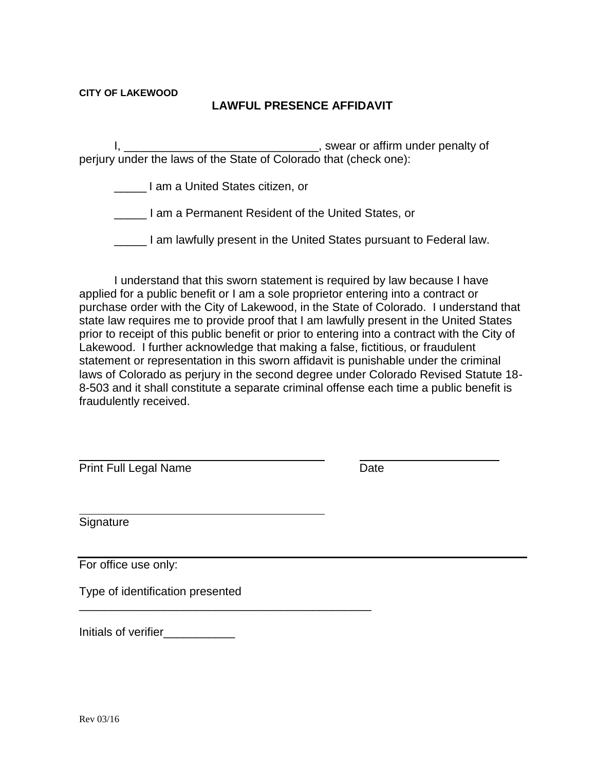**CITY OF LAKEWOOD**

## LAWFUL PRESENCE AFFIDAVIT

I, ______________________________, swear or affirm under penalty of perjury under the laws of the State of Colorado that (check one):

_____ I am a United States citizen, or

_____ I am a Permanent Resident of the United States, or

_____ I am lawfully present in the United States pursuant to Federal law.

I understand that this sworn statement is required by law because I have applied for a public benefit or I am a sole proprietor entering into a contract or purchase order with the City of Lakewood, in the State of Colorado. I understand that state law requires me to provide proof that I am lawfully present in the United States prior to receipt of this public benefit or prior to entering into a contract with the City of Lakewood. I further acknowledge that making a false, fictitious, or fraudulent statement or representation in this sworn affidavit is punishable under the criminal laws of Colorado as perjury in the second degree under Colorado Revised Statute 18-8-503 and it shall constitute a separate criminal offense each time a public benefit is fraudulently received.

________________________________________ ______________________

Print Full Legal Name Date

________________________________________

Signature

---

For office use only:

Type of identification presented
_______________________________________________

Initials of verifier___________

Rev 03/16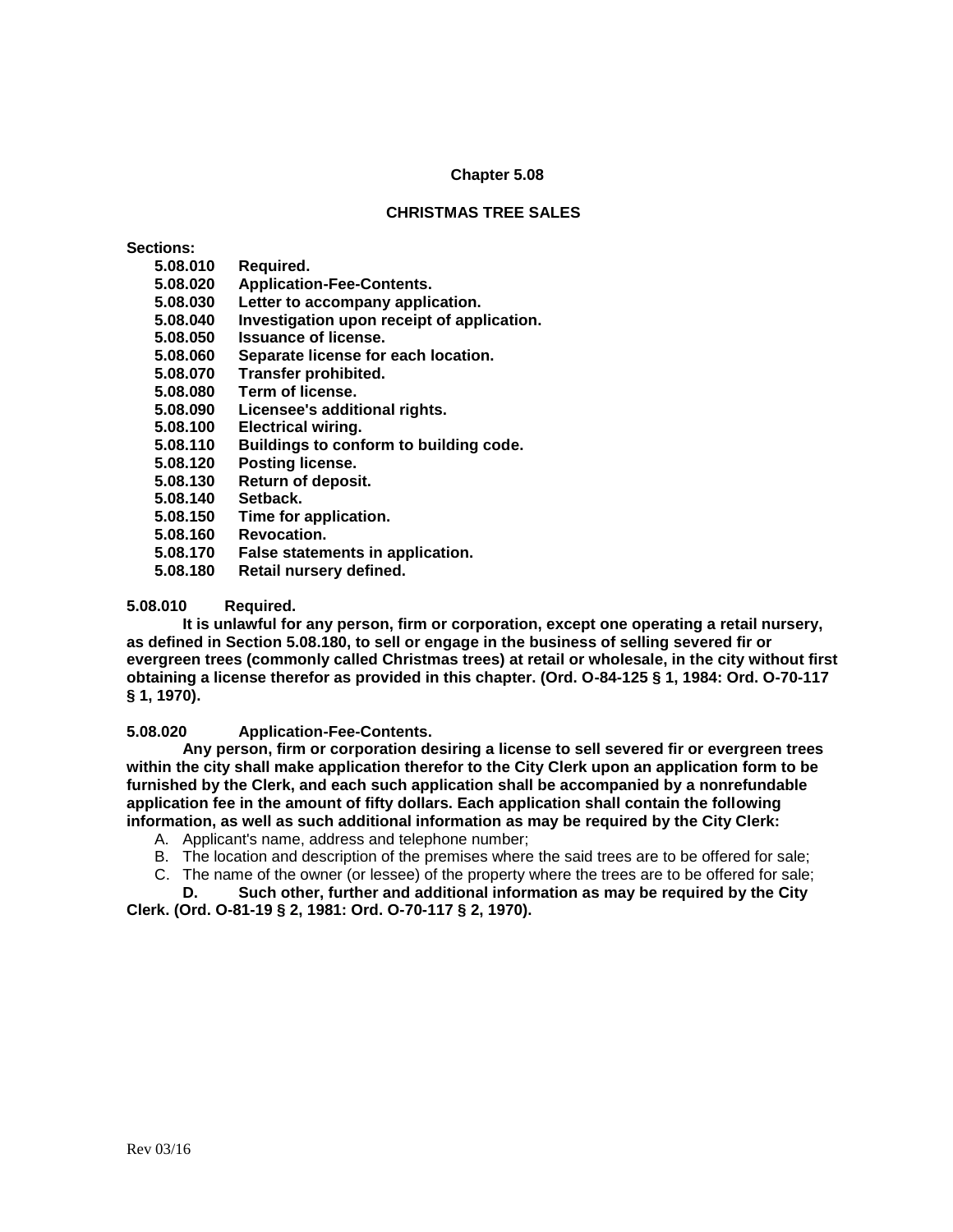**Chapter 5.08**

**CHRISTMAS TREE SALES**

**Sections:**

- **5.08.010 Required.**
- **5.08.020 Application-Fee-Contents.**
- **5.08.030 Letter to accompany application.**
- **5.08.040 Investigation upon receipt of application.**
- **5.08.050 Issuance of license.**
- **5.08.060 Separate license for each location.**
- **5.08.070 Transfer prohibited.**
- **5.08.080 Term of license.**
- **5.08.090 Licensee's additional rights.**
- **5.08.100 Electrical wiring.**
- **5.08.110 Buildings to conform to building code.**
- **5.08.120 Posting license.**
- **5.08.130 Return of deposit.**
- **5.08.140 Setback.**
- **5.08.150 Time for application.**
- **5.08.160 Revocation.**
- **5.08.170 False statements in application.**
- **5.08.180 Retail nursery defined.**

**5.08.010 Required.**

**It is unlawful for any person, firm or corporation, except one operating a retail nursery, as defined in Section 5.08.180, to sell or engage in the business of selling severed fir or evergreen trees (commonly called Christmas trees) at retail or wholesale, in the city without first obtaining a license therefor as provided in this chapter. (Ord. O-84-125 § 1, 1984: Ord. O-70-117 § 1, 1970).**

**5.08.020 Application-Fee-Contents.**

**Any person, firm or corporation desiring a license to sell severed fir or evergreen trees within the city shall make application therefor to the City Clerk upon an application form to be furnished by the Clerk, and each such application shall be accompanied by a nonrefundable application fee in the amount of fifty dollars. Each application shall contain the following information, as well as such additional information as may be required by the City Clerk:**

A. Applicant's name, address and telephone number;

B. The location and description of the premises where the said trees are to be offered for sale;

C. The name of the owner (or lessee) of the property where the trees are to be offered for sale;

**D. Such other, further and additional information as may be required by the City Clerk. (Ord. O-81-19 § 2, 1981: Ord. O-70-117 § 2, 1970).**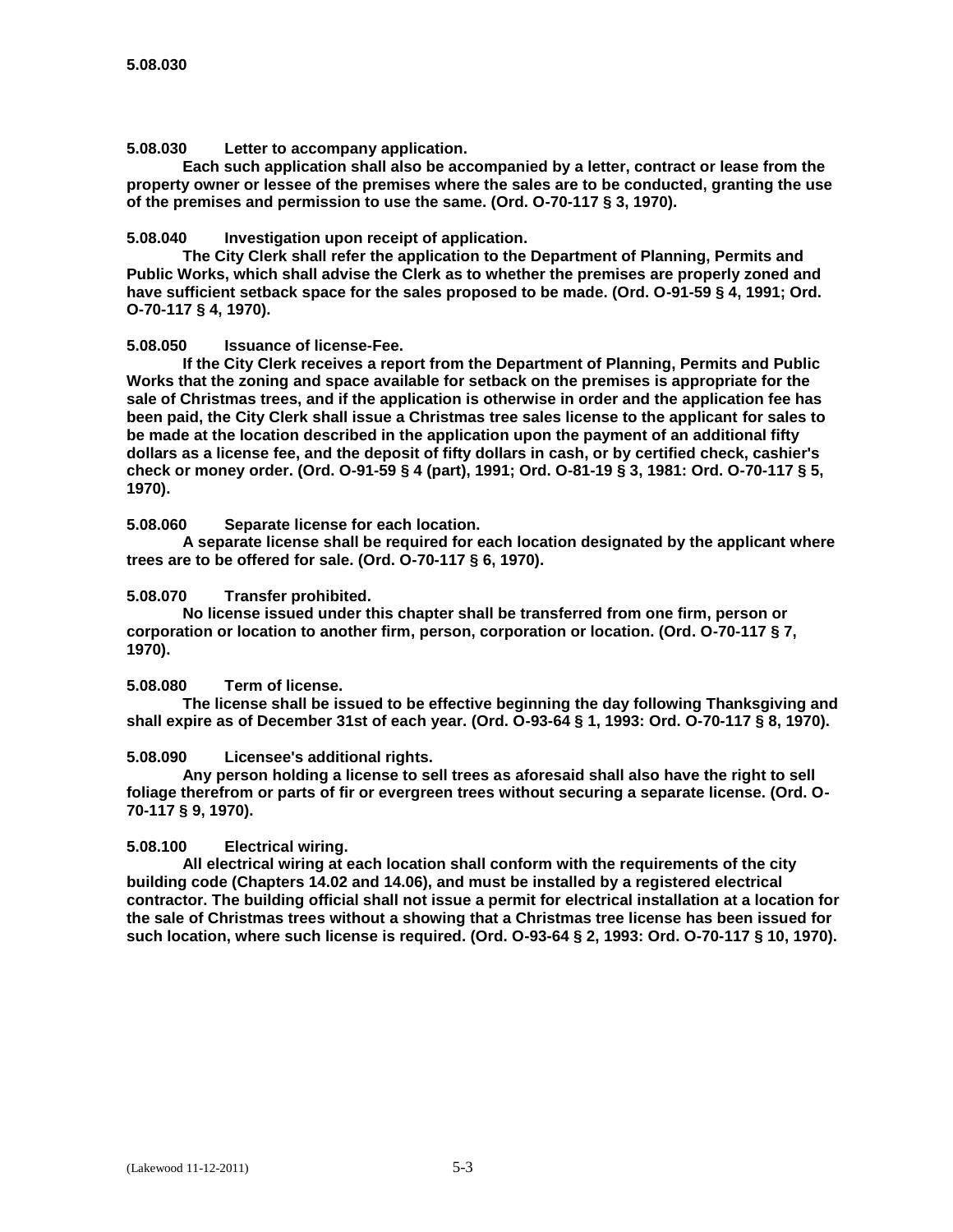**5.08.030 Letter to accompany application.**

**Each such application shall also be accompanied by a letter, contract or lease from the property owner or lessee of the premises where the sales are to be conducted, granting the use of the premises and permission to use the same. (Ord. O-70-117 § 3, 1970).**

**5.08.040 Investigation upon receipt of application.**

**The City Clerk shall refer the application to the Department of Planning, Permits and Public Works, which shall advise the Clerk as to whether the premises are properly zoned and have sufficient setback space for the sales proposed to be made. (Ord. O-91-59 § 4, 1991; Ord. O-70-117 § 4, 1970).**

**5.08.050 Issuance of license-Fee.**

**If the City Clerk receives a report from the Department of Planning, Permits and Public Works that the zoning and space available for setback on the premises is appropriate for the sale of Christmas trees, and if the application is otherwise in order and the application fee has been paid, the City Clerk shall issue a Christmas tree sales license to the applicant for sales to be made at the location described in the application upon the payment of an additional fifty dollars as a license fee, and the deposit of fifty dollars in cash, or by certified check, cashier's check or money order. (Ord. O-91-59 § 4 (part), 1991; Ord. O-81-19 § 3, 1981: Ord. O-70-117 § 5, 1970).**

**5.08.060 Separate license for each location.**

**A separate license shall be required for each location designated by the applicant where trees are to be offered for sale. (Ord. O-70-117 § 6, 1970).**

**5.08.070 Transfer prohibited.**

**No license issued under this chapter shall be transferred from one firm, person or corporation or location to another firm, person, corporation or location. (Ord. O-70-117 § 7, 1970).**

**5.08.080 Term of license.**

**The license shall be issued to be effective beginning the day following Thanksgiving and shall expire as of December 31st of each year. (Ord. O-93-64 § 1, 1993: Ord. O-70-117 § 8, 1970).**

**5.08.090 Licensee's additional rights.**

**Any person holding a license to sell trees as aforesaid shall also have the right to sell foliage therefrom or parts of fir or evergreen trees without securing a separate license. (Ord. O-70-117 § 9, 1970).**

**5.08.100 Electrical wiring.**

**All electrical wiring at each location shall conform with the requirements of the city building code (Chapters 14.02 and 14.06), and must be installed by a registered electrical contractor. The building official shall not issue a permit for electrical installation at a location for the sale of Christmas trees without a showing that a Christmas tree license has been issued for such location, where such license is required. (Ord. O-93-64 § 2, 1993: Ord. O-70-117 § 10, 1970).**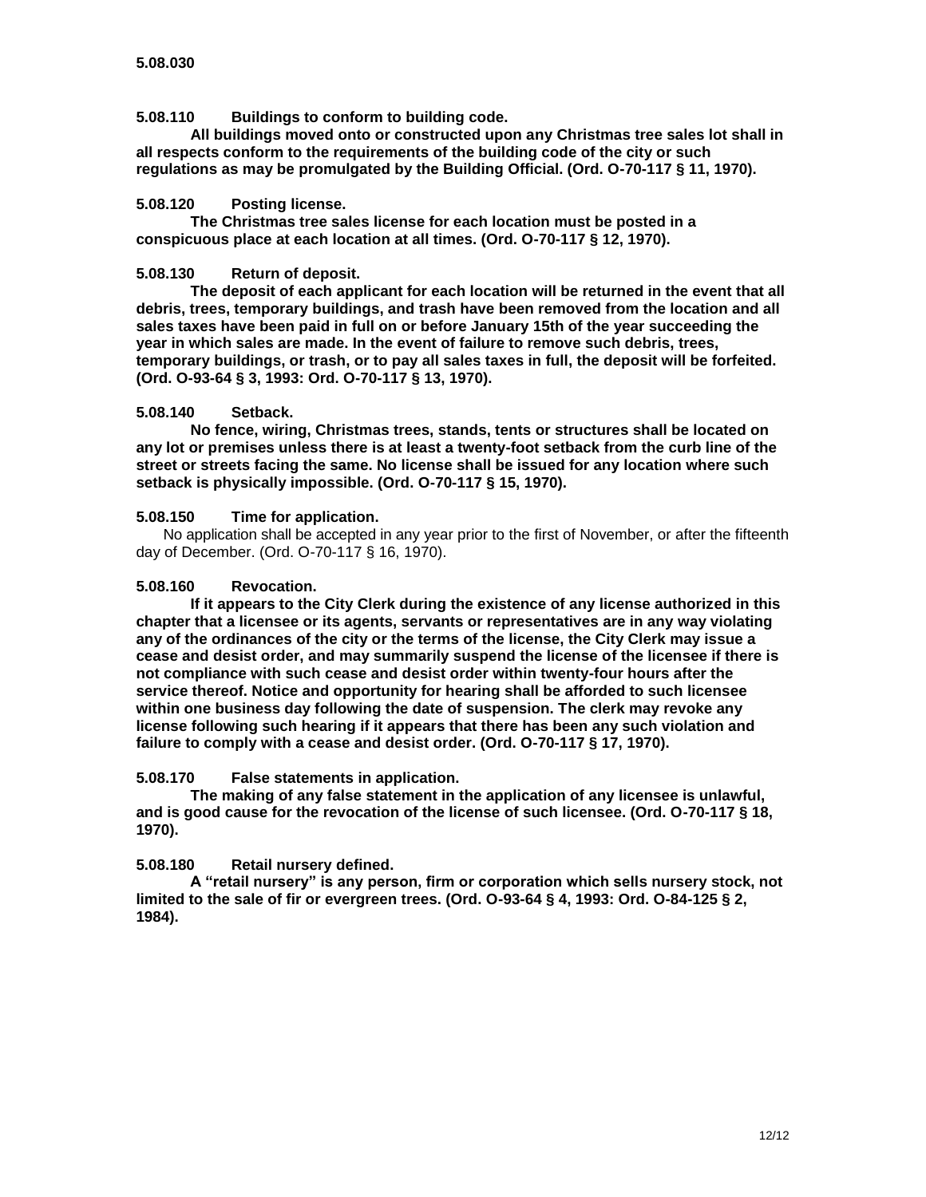**5.08.110 Buildings to conform to building code.**

**All buildings moved onto or constructed upon any Christmas tree sales lot shall in all respects conform to the requirements of the building code of the city or such regulations as may be promulgated by the Building Official. (Ord. O-70-117 § 11, 1970).**

**5.08.120 Posting license.**

**The Christmas tree sales license for each location must be posted in a conspicuous place at each location at all times. (Ord. O-70-117 § 12, 1970).**

**5.08.130 Return of deposit.**

**The deposit of each applicant for each location will be returned in the event that all debris, trees, temporary buildings, and trash have been removed from the location and all sales taxes have been paid in full on or before January 15th of the year succeeding the year in which sales are made. In the event of failure to remove such debris, trees, temporary buildings, or trash, or to pay all sales taxes in full, the deposit will be forfeited. (Ord. O-93-64 § 3, 1993: Ord. O-70-117 § 13, 1970).**

**5.08.140 Setback.**

**No fence, wiring, Christmas trees, stands, tents or structures shall be located on any lot or premises unless there is at least a twenty-foot setback from the curb line of the street or streets facing the same. No license shall be issued for any location where such setback is physically impossible. (Ord. O-70-117 § 15, 1970).**

**5.08.150 Time for application.**

No application shall be accepted in any year prior to the first of November, or after the fifteenth day of December. (Ord. O-70-117 § 16, 1970).

**5.08.160 Revocation.**

**If it appears to the City Clerk during the existence of any license authorized in this chapter that a licensee or its agents, servants or representatives are in any way violating any of the ordinances of the city or the terms of the license, the City Clerk may issue a cease and desist order, and may summarily suspend the license of the licensee if there is not compliance with such cease and desist order within twenty-four hours after the service thereof. Notice and opportunity for hearing shall be afforded to such licensee within one business day following the date of suspension. The clerk may revoke any license following such hearing if it appears that there has been any such violation and failure to comply with a cease and desist order. (Ord. O-70-117 § 17, 1970).**

**5.08.170 False statements in application.**

**The making of any false statement in the application of any licensee is unlawful, and is good cause for the revocation of the license of such licensee. (Ord. O-70-117 § 18, 1970).**

**5.08.180 Retail nursery defined.**

**A "retail nursery" is any person, firm or corporation which sells nursery stock, not limited to the sale of fir or evergreen trees. (Ord. O-93-64 § 4, 1993: Ord. O-84-125 § 2, 1984).**